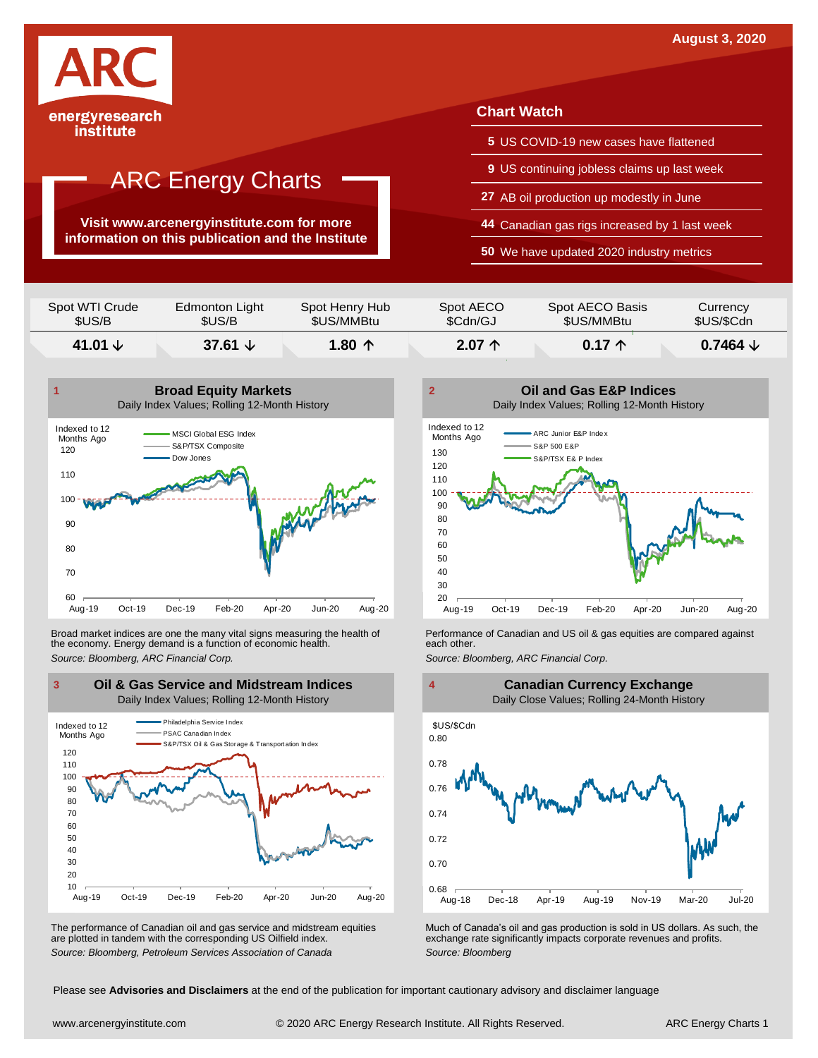August 3, 2020

ARC energyresearch institute

# ARC Energy Charts

**Visit www.arcenergyinstitute.com for more information on this publication and the Institute**

## Chart Watch

- **5** US COVID-19 new cases have flattened
- **9** US continuing jobless claims up last week
- **27** AB oil production up modestly in June
- **44** Canadian gas rigs increased by 1 last week
- **50** We have updated 2020 industry metrics

| Spot WTI Crude $US/B | Edmonton Light $US/B | Spot Henry Hub $US/MMBtu | Spot AECO $Cdn/GJ | Spot AECO Basis $US/MMBtu | Currency $US/$Cdn |
|---|---|---|---|---|---|
| **41.01 ↓** | **37.61 ↓** | **1.80 ↑** | **2.07 ↑** | **0.17 ↑** | **0.7464 ↓** |

### 1 Broad Equity Markets
Daily Index Values; Rolling 12-Month History

Broad market indices are one the many vital signs measuring the health of the economy. Energy demand is a function of economic health.

*Source: Bloomberg, ARC Financial Corp.*

### 2 Oil and Gas E&P Indices
Daily Index Values; Rolling 12-Month History

Performance of Canadian and US oil & gas equities are compared against each other.

*Source: Bloomberg, ARC Financial Corp.*

### 3 Oil & Gas Service and Midstream Indices
Daily Index Values; Rolling 12-Month History

The performance of Canadian oil and gas service and midstream equities are plotted in tandem with the corresponding US Oilfield index.

*Source: Bloomberg, Petroleum Services Association of Canada*

### 4 Canadian Currency Exchange
Daily Close Values; Rolling 24-Month History

Much of Canada's oil and gas production is sold in US dollars. As such, the exchange rate significantly impacts corporate revenues and profits.

*Source: Bloomberg*

Please see **Advisories and Disclaimers** at the end of the publication for important cautionary advisory and disclaimer language

www.arcenergyinstitute.com © 2020 ARC Energy Research Institute. All Rights Reserved.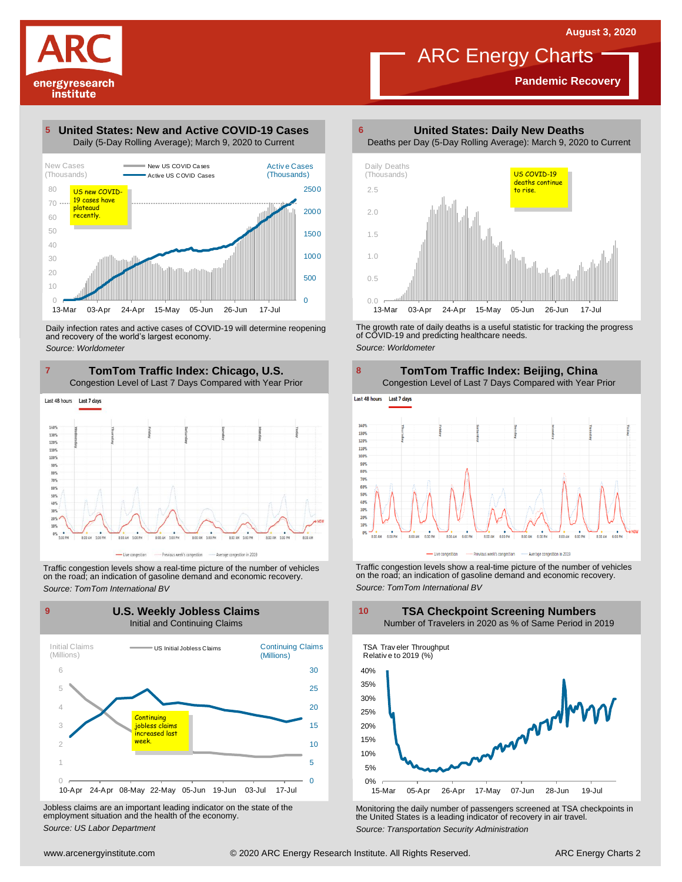# ARC Energy Charts

**Pandemic Recovery**

August 3, 2020

## 5 United States: New and Active COVID-19 Cases

Daily (5-Day Rolling Average); March 9, 2020 to Current

New Cases (Thousands) | Active Cases (Thousands)

New US COVID Cases — Active US COVID Cases

US new COVID-19 cases have plateaud recently.

Daily infection rates and active cases of COVID-19 will determine reopening and recovery of the world's largest economy.

*Source: Worldometer*

## 6 United States: Daily New Deaths

Deaths per Day (5-Day Rolling Average): March 9, 2020 to Current

Daily Deaths (Thousands)

US COVID-19 deaths continue to rise.

The growth rate of daily deaths is a useful statistic for tracking the progress of COVID-19 and predicting healthcare needs.

*Source: Worldometer*

## 7 TomTom Traffic Index: Chicago, U.S.

Congestion Level of Last 7 Days Compared with Year Prior

Traffic congestion levels show a real-time picture of the number of vehicles on the road; an indication of gasoline demand and economic recovery.

*Source: TomTom International BV*

## 8 TomTom Traffic Index: Beijing, China

Congestion Level of Last 7 Days Compared with Year Prior

Traffic congestion levels show a real-time picture of the number of vehicles on the road; an indication of gasoline demand and economic recovery.

*Source: TomTom International BV*

## 9 U.S. Weekly Jobless Claims

Initial and Continuing Claims

Initial Claims (Millions) | Continuing Claims (Millions)

US Initial Jobless Claims

Continuing jobless claims increased last week.

Jobless claims are an important leading indicator on the state of the employment situation and the health of the economy.

*Source: US Labor Department*

## 10 TSA Checkpoint Screening Numbers

Number of Travelers in 2020 as % of Same Period in 2019

TSA Traveler Throughput Relative to 2019 (%)

Monitoring the daily number of passengers screened at TSA checkpoints in the United States is a leading indicator of recovery in air travel.

*Source: Transportation Security Administration*

www.arcenergyinstitute.com © 2020 ARC Energy Research Institute. All Rights Reserved. ARC Energy Charts 2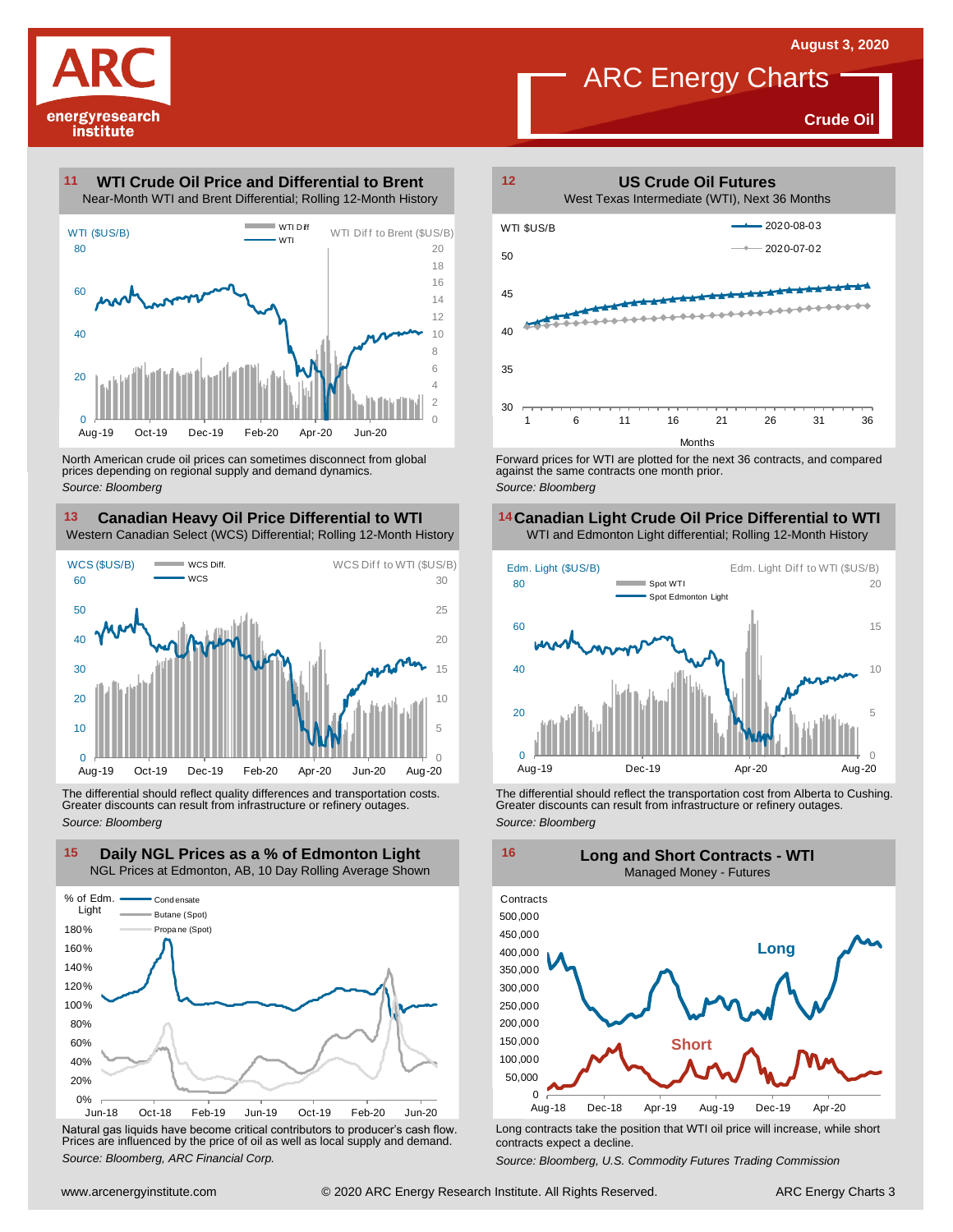# ARC Energy Charts

August 3, 2020

**Crude Oil**

## 11 WTI Crude Oil Price and Differential to Brent

Near-Month WTI and Brent Differential; Rolling 12-Month History

North American crude oil prices can sometimes disconnect from global prices depending on regional supply and demand dynamics.

*Source: Bloomberg*

## 12 US Crude Oil Futures

West Texas Intermediate (WTI), Next 36 Months

Forward prices for WTI are plotted for the next 36 contracts, and compared against the same contracts one month prior.

*Source: Bloomberg*

## 13 Canadian Heavy Oil Price Differential to WTI

Western Canadian Select (WCS) Differential; Rolling 12-Month History

The differential should reflect quality differences and transportation costs. Greater discounts can result from infrastructure or refinery outages.

*Source: Bloomberg*

## 14 Canadian Light Crude Oil Price Differential to WTI

WTI and Edmonton Light differential; Rolling 12-Month History

The differential should reflect the transportation cost from Alberta to Cushing. Greater discounts can result from infrastructure or refinery outages.

*Source: Bloomberg*

## 15 Daily NGL Prices as a % of Edmonton Light

NGL Prices at Edmonton, AB, 10 Day Rolling Average Shown

Natural gas liquids have become critical contributors to producer's cash flow. Prices are influenced by the price of oil as well as local supply and demand.

*Source: Bloomberg, ARC Financial Corp.*

## 16 Long and Short Contracts - WTI

Managed Money - Futures

Long contracts take the position that WTI oil price will increase, while short contracts expect a decline.

*Source: Bloomberg, U.S. Commodity Futures Trading Commission*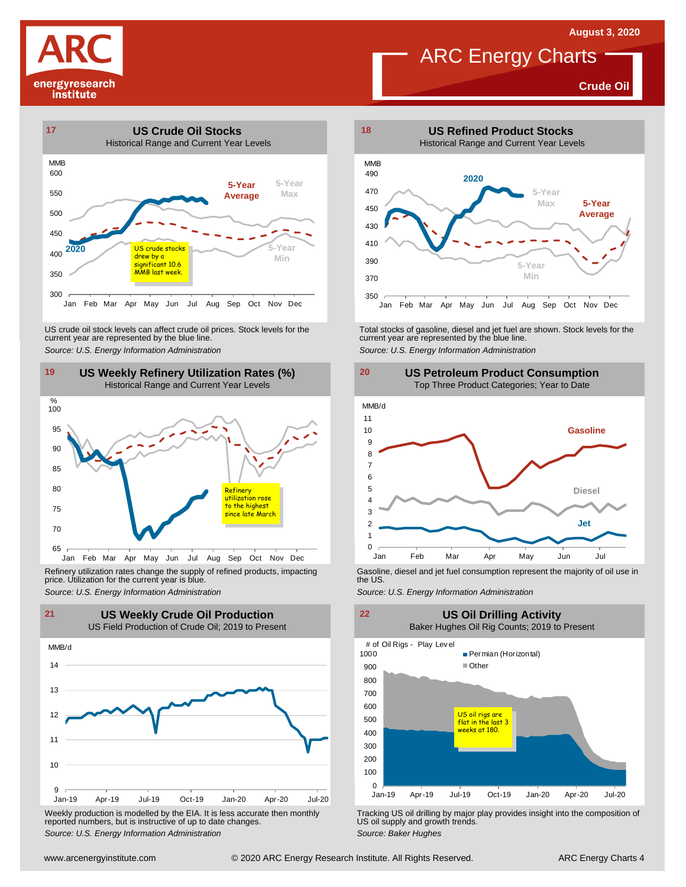August 3, 2020

# ARC Energy Charts

**Crude Oil**

## 17 US Crude Oil Stocks

Historical Range and Current Year Levels

US crude oil stocks drew by a significant 10.6 MMB last week.

US crude oil stock levels can affect crude oil prices. Stock levels for the current year are represented by the blue line.

*Source: U.S. Energy Information Administration*

## 18 US Refined Product Stocks

Historical Range and Current Year Levels

Total stocks of gasoline, diesel and jet fuel are shown. Stock levels for the current year are represented by the blue line.

*Source: U.S. Energy Information Administration*

## 19 US Weekly Refinery Utilization Rates (%)

Historical Range and Current Year Levels

Refinery utilization rose to the highest since late March

Refinery utilization rates change the supply of refined products, impacting price. Utilization for the current year is blue.

*Source: U.S. Energy Information Administration*

## 20 US Petroleum Product Consumption

Top Three Product Categories; Year to Date

Gasoline, diesel and jet fuel consumption represent the majority of oil use in the US.

*Source: U.S. Energy Information Administration*

## 21 US Weekly Crude Oil Production

US Field Production of Crude Oil; 2019 to Present

Weekly production is modelled by the EIA. It is less accurate then monthly reported numbers, but is instructive of up to date changes.

*Source: U.S. Energy Information Administration*

## 22 US Oil Drilling Activity

Baker Hughes Oil Rig Counts; 2019 to Present

US oil rigs are flat in the last 3 weeks at 180.

Tracking US oil drilling by major play provides insight into the composition of US oil supply and growth trends.

*Source: Baker Hughes*

www.arcenergyinstitute.com © 2020 ARC Energy Research Institute. All Rights Reserved.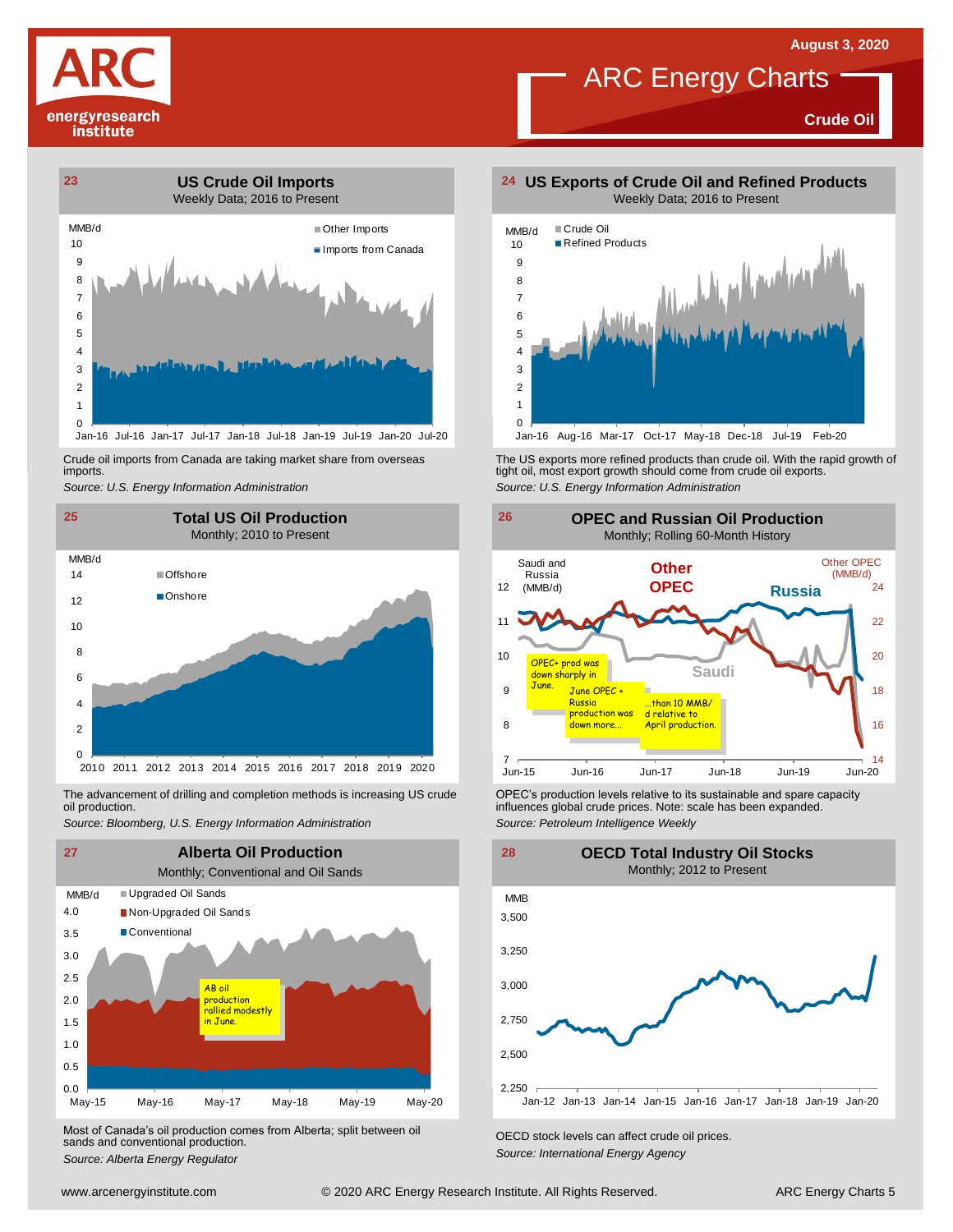August 3, 2020

# ARC Energy Charts

**Crude Oil**

## 23 US Crude Oil Imports

Weekly Data; 2016 to Present

MMB/d

Other Imports
Imports from Canada

Crude oil imports from Canada are taking market share from overseas imports.

*Source: U.S. Energy Information Administration*

## 24 US Exports of Crude Oil and Refined Products

Weekly Data; 2016 to Present

MMB/d

Crude Oil
Refined Products

The US exports more refined products than crude oil. With the rapid growth of tight oil, most export growth should come from crude oil exports.

*Source: U.S. Energy Information Administration*

## 25 Total US Oil Production

Monthly; 2010 to Present

MMB/d

Offshore
Onshore

The advancement of drilling and completion methods is increasing US crude oil production.

*Source: Bloomberg, U.S. Energy Information Administration*

## 26 OPEC and Russian Oil Production

Monthly; Rolling 60-Month History

Saudi and Russia (MMB/d)
Other OPEC
Russia
Saudi
Other OPEC (MMB/d)

OPEC+ prod was down sharply in June.

June OPEC + Russia production was down more…

…than 10 MMB/d relative to April production.

OPEC's production levels relative to its sustainable and spare capacity influences global crude prices. Note: scale has been expanded.

*Source: Petroleum Intelligence Weekly*

## 27 Alberta Oil Production

Monthly; Conventional and Oil Sands

MMB/d

Upgraded Oil Sands
Non-Upgraded Oil Sands
Conventional

AB oil production rallied modestly in June.

Most of Canada's oil production comes from Alberta; split between oil sands and conventional production.

*Source: Alberta Energy Regulator*

## 28 OECD Total Industry Oil Stocks

Monthly; 2012 to Present

MMB

OECD stock levels can affect crude oil prices.

*Source: International Energy Agency*

www.arcenergyinstitute.com © 2020 ARC Energy Research Institute. All Rights Reserved.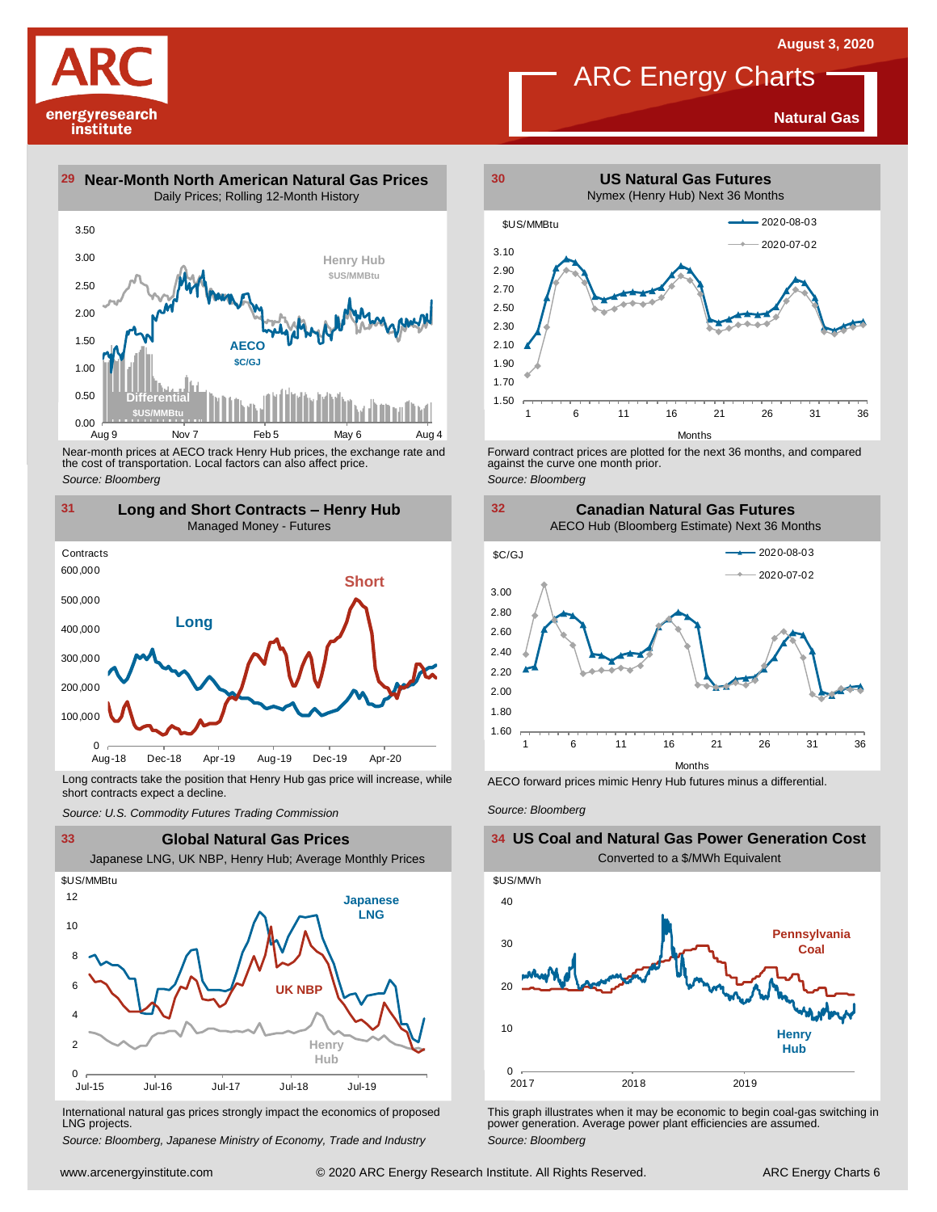August 3, 2020

# ARC Energy Charts

**Natural Gas**

## 29 Near-Month North American Natural Gas Prices

Daily Prices; Rolling 12-Month History

Near-month prices at AECO track Henry Hub prices, the exchange rate and the cost of transportation. Local factors can also affect price.

*Source: Bloomberg*

## 30 US Natural Gas Futures

Nymex (Henry Hub) Next 36 Months

Forward contract prices are plotted for the next 36 months, and compared against the curve one month prior.

*Source: Bloomberg*

## 31 Long and Short Contracts – Henry Hub

Managed Money - Futures

Long contracts take the position that Henry Hub gas price will increase, while short contracts expect a decline.

*Source: U.S. Commodity Futures Trading Commission*

## 32 Canadian Natural Gas Futures

AECO Hub (Bloomberg Estimate) Next 36 Months

AECO forward prices mimic Henry Hub futures minus a differential.

*Source: Bloomberg*

## 33 Global Natural Gas Prices

Japanese LNG, UK NBP, Henry Hub; Average Monthly Prices

International natural gas prices strongly impact the economics of proposed LNG projects.

*Source: Bloomberg, Japanese Ministry of Economy, Trade and Industry*

## 34 US Coal and Natural Gas Power Generation Cost

Converted to a $/MWh Equivalent

This graph illustrates when it may be economic to begin coal-gas switching in power generation. Average power plant efficiencies are assumed.

*Source: Bloomberg*

www.arcenergyinstitute.com © 2020 ARC Energy Research Institute. All Rights Reserved.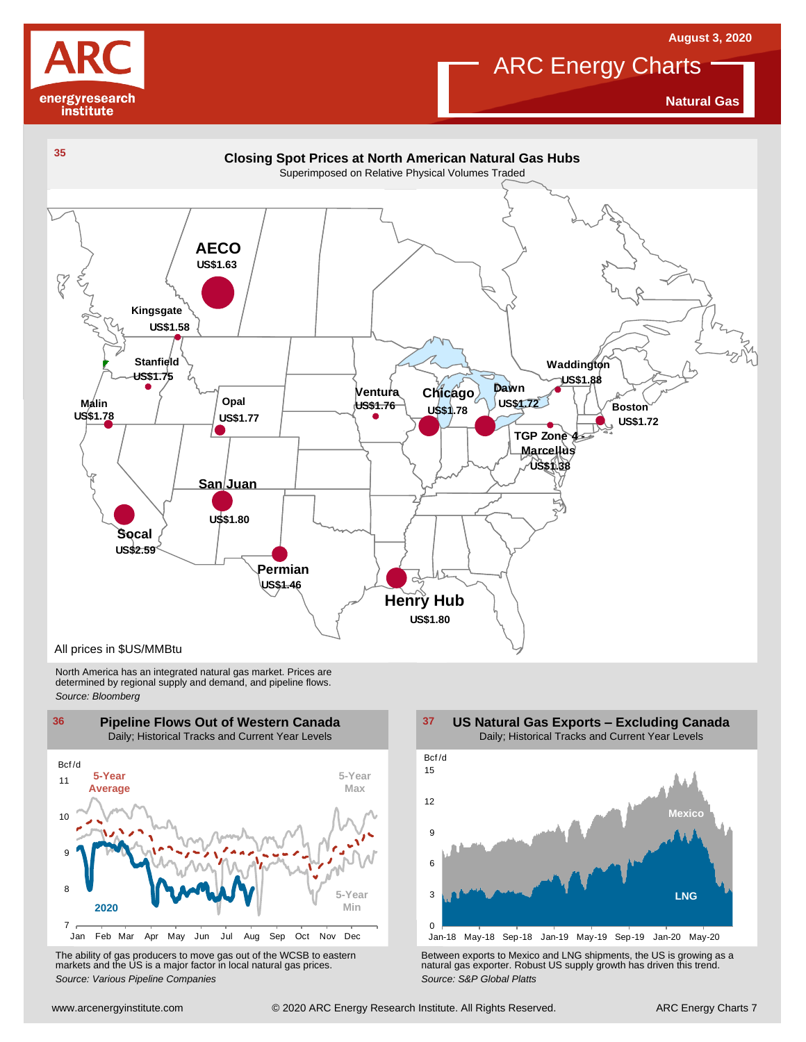August 3, 2020

# ARC Energy Charts

**Natural Gas**

## 35 Closing Spot Prices at North American Natural Gas Hubs

Superimposed on Relative Physical Volumes Traded

| Hub | Price |
|---|---|
| AECO | US$1.63 |
| Kingsgate | US$1.58 |
| Stanfield | US$1.75 |
| Malin | US$1.78 |
| Opal | US$1.77 |
| San Juan | US$1.80 |
| Socal | US$2.59 |
| Permian | US$1.46 |
| Henry Hub | US$1.80 |
| Ventura | US$1.76 |
| Chicago | US$1.78 |
| Dawn | US$1.72 |
| Waddington | US$1.88 |
| Boston | US$1.72 |
| TGP Zone 4 Marcellus | US$1.38 |

All prices in $US/MMBtu

North America has an integrated natural gas market. Prices are determined by regional supply and demand, and pipeline flows.

*Source: Bloomberg*

## 36 Pipeline Flows Out of Western Canada

Daily; Historical Tracks and Current Year Levels

Bcf/d; series: 5-Year Average, 5-Year Max, 5-Year Min, 2020; months Jan–Dec

The ability of gas producers to move gas out of the WCSB to eastern markets and the US is a major factor in local natural gas prices.

*Source: Various Pipeline Companies*

## 37 US Natural Gas Exports – Excluding Canada

Daily; Historical Tracks and Current Year Levels

Bcf/d; series: Mexico, LNG; Jan-18 to May-20

Between exports to Mexico and LNG shipments, the US is growing as a natural gas exporter. Robust US supply growth has driven this trend.

*Source: S&P Global Platts*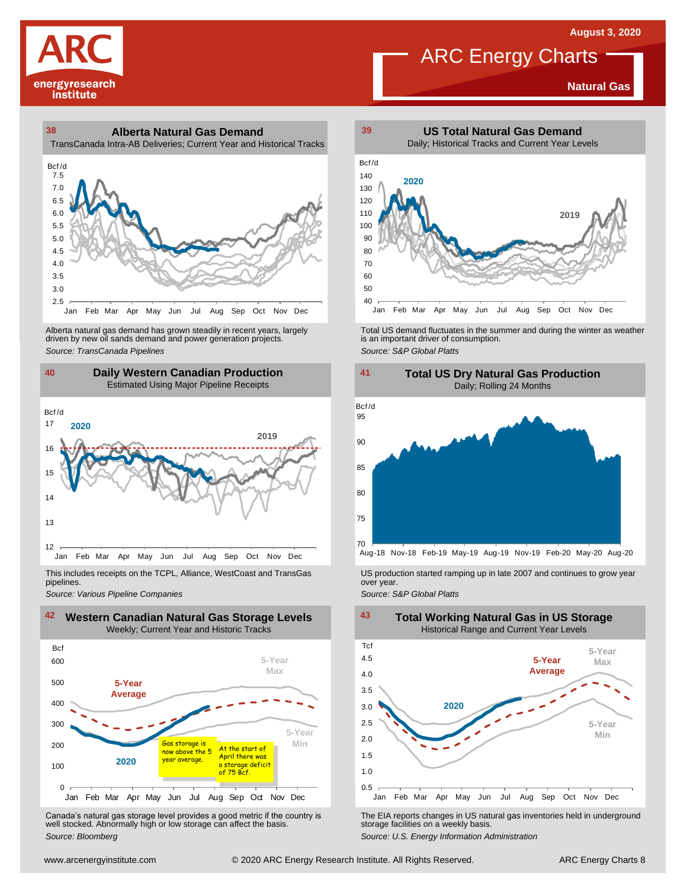August 3, 2020

# ARC Energy Charts

**Natural Gas**

## 38 Alberta Natural Gas Demand

TransCanada Intra-AB Deliveries; Current Year and Historical Tracks

Alberta natural gas demand has grown steadily in recent years, largely driven by new oil sands demand and power generation projects.

*Source: TransCanada Pipelines*

## 39 US Total Natural Gas Demand

Daily; Historical Tracks and Current Year Levels

Total US demand fluctuates in the summer and during the winter as weather is an important driver of consumption.

*Source: S&P Global Platts*

## 40 Daily Western Canadian Production

Estimated Using Major Pipeline Receipts

This includes receipts on the TCPL, Alliance, WestCoast and TransGas pipelines.

*Source: Various Pipeline Companies*

## 41 Total US Dry Natural Gas Production

Daily; Rolling 24 Months

US production started ramping up in late 2007 and continues to grow year over year.

*Source: S&P Global Platts*

## 42 Western Canadian Natural Gas Storage Levels

Weekly; Current Year and Historic Tracks

Gas storage is now above the 5 year average.

At the start of April there was a storage deficit of 75 Bcf.

Canada's natural gas storage level provides a good metric if the country is well stocked. Abnormally high or low storage can affect the basis.

*Source: Bloomberg*

## 43 Total Working Natural Gas in US Storage

Historical Range and Current Year Levels

The EIA reports changes in US natural gas inventories held in underground storage facilities on a weekly basis.

*Source: U.S. Energy Information Administration*

www.arcenergyinstitute.com © 2020 ARC Energy Research Institute. All Rights Reserved.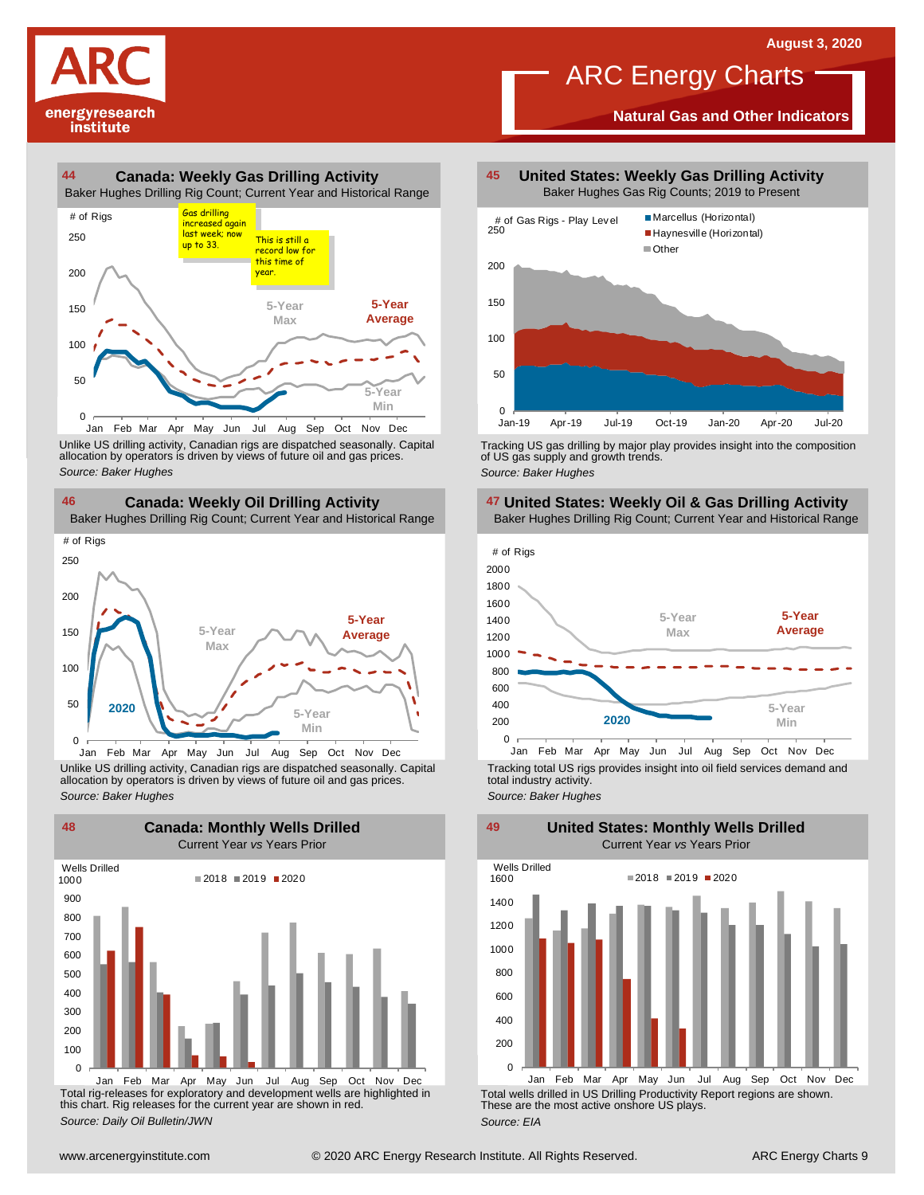# ARC Energy Charts

**August 3, 2020**

**Natural Gas and Other Indicators**

## 44 Canada: Weekly Gas Drilling Activity

Baker Hughes Drilling Rig Count; Current Year and Historical Range

Gas drilling increased again last week; now up to 33.

This is still a record low for this time of year.

Unlike US drilling activity, Canadian rigs are dispatched seasonally. Capital allocation by operators is driven by views of future oil and gas prices.

*Source: Baker Hughes*

## 45 United States: Weekly Gas Drilling Activity

Baker Hughes Gas Rig Counts; 2019 to Present

Tracking US gas drilling by major play provides insight into the composition of US gas supply and growth trends.

*Source: Baker Hughes*

## 46 Canada: Weekly Oil Drilling Activity

Baker Hughes Drilling Rig Count; Current Year and Historical Range

Unlike US drilling activity, Canadian rigs are dispatched seasonally. Capital allocation by operators is driven by views of future oil and gas prices.

*Source: Baker Hughes*

## 47 United States: Weekly Oil & Gas Drilling Activity

Baker Hughes Drilling Rig Count; Current Year and Historical Range

Tracking total US rigs provides insight into oil field services demand and total industry activity.

*Source: Baker Hughes*

## 48 Canada: Monthly Wells Drilled

Current Year *vs* Years Prior

Total rig-releases for exploratory and development wells are highlighted in this chart. Rig releases for the current year are shown in red.

*Source: Daily Oil Bulletin/JWN*

## 49 United States: Monthly Wells Drilled

Current Year *vs* Years Prior

Total wells drilled in US Drilling Productivity Report regions are shown. These are the most active onshore US plays.

*Source: EIA*

www.arcenergyinstitute.com © 2020 ARC Energy Research Institute. All Rights Reserved.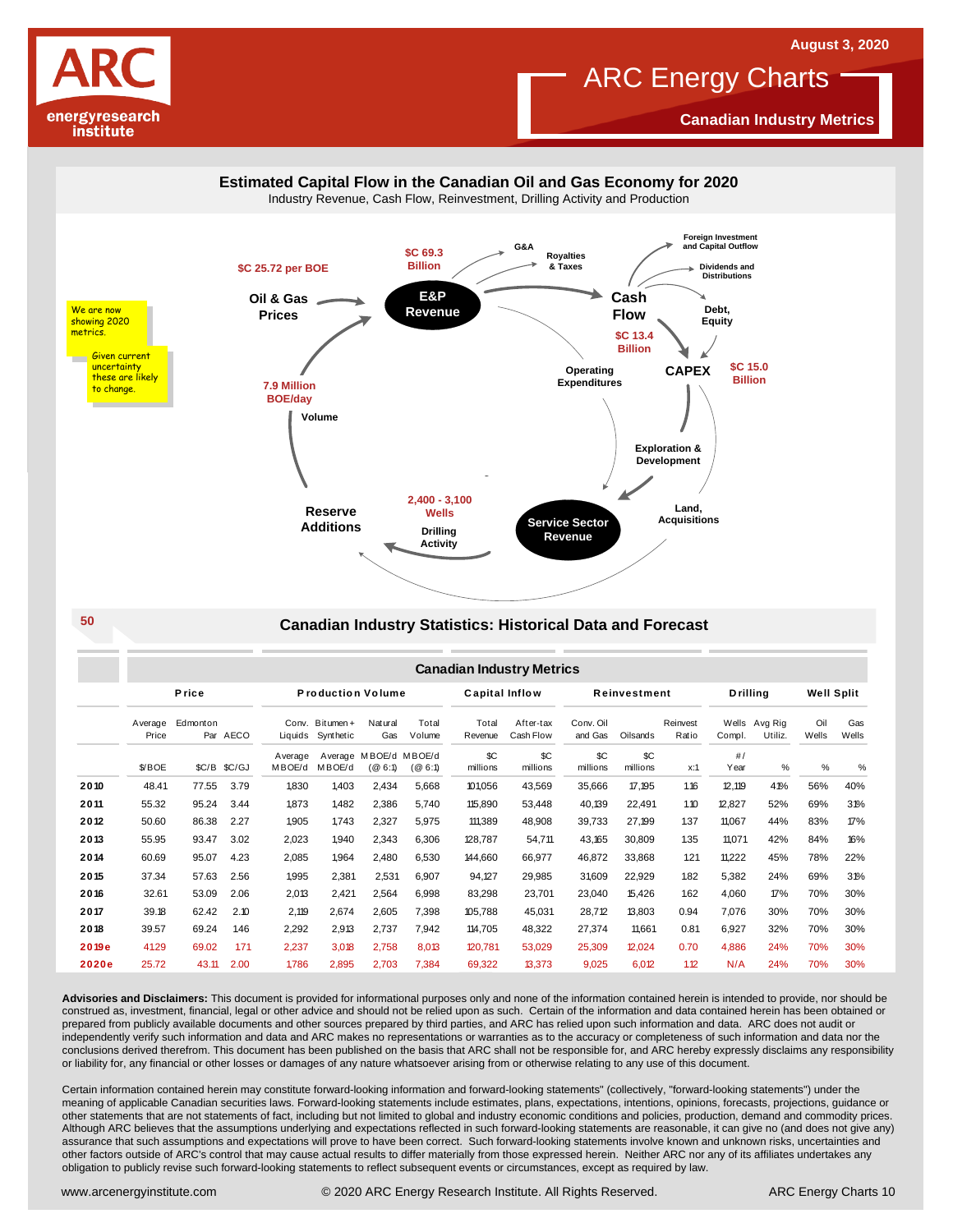August 3, 2020

# ARC Energy Charts

**Canadian Industry Metrics**

## Estimated Capital Flow in the Canadian Oil and Gas Economy for 2020

Industry Revenue, Cash Flow, Reinvestment, Drilling Activity and Production

We are now showing 2020 metrics.

Given current uncertainty these are likely to change.

$C 25.72 per BOE
Oil & Gas Prices
$C 69.3 Billion
E&P Revenue
G&A
Royalties & Taxes
Foreign Investment and Capital Outflow
Dividends and Distributions
Cash Flow
$C 13.4 Billion
Debt, Equity
CAPEX
$C 15.0 Billion
Operating Expenditures
Exploration & Development
Land, Acquisitions
Service Sector Revenue
2,400 - 3,100 Wells
Drilling Activity
Reserve Additions
Volume
7.9 Million BOE/day

50

## Canadian Industry Statistics: Historical Data and Forecast

**Canadian Industry Metrics**

| | Price | | | Production Volume | | | | Capital Inflow | | Reinvestment | | | Drilling | | Well Split | |
|---|---|---|---|---|---|---|---|---|---|---|---|---|---|---|---|---|
| | Average Price | Edmonton Par | AECO | Conv. Liquids | Bitumen+ Synthetic | Natural Gas | Total Volume | Total Revenue | After-tax Cash Flow | Conv. Oil and Gas | Oilsands | Reinvest Ratio | Wells Compl. | Avg Rig Utiliz. | Oil Wells | Gas Wells |
| | $/BOE | $C/B | $C/GJ | Average MBOE/d | Average MBOE/d | MBOE/d (@ 6:1) | MBOE/d (@ 6:1) | $C millions | $C millions | $C millions | $C millions | x:1 | # / Year | % | % | % |
| **2010** | 48.41 | 77.55 | 3.79 | 1,830 | 1,403 | 2,434 | 5,668 | 101,056 | 43,569 | 35,666 | 17,195 | 1.16 | 12,119 | 41% | 56% | 40% |
| **2011** | 55.32 | 95.24 | 3.44 | 1,873 | 1,482 | 2,386 | 5,740 | 115,890 | 53,448 | 40,139 | 22,491 | 1.10 | 12,827 | 52% | 69% | 31% |
| **2012** | 50.60 | 86.38 | 2.27 | 1,905 | 1,743 | 2,327 | 5,975 | 111,389 | 48,908 | 39,733 | 27,199 | 1.37 | 11,067 | 44% | 83% | 17% |
| **2013** | 55.95 | 93.47 | 3.02 | 2,023 | 1,940 | 2,343 | 6,306 | 128,787 | 54,711 | 43,165 | 30,809 | 1.35 | 11,071 | 42% | 84% | 16% |
| **2014** | 60.69 | 95.07 | 4.23 | 2,085 | 1,964 | 2,480 | 6,530 | 144,660 | 66,977 | 46,872 | 33,868 | 1.21 | 11,222 | 45% | 78% | 22% |
| **2015** | 37.34 | 57.63 | 2.56 | 1,995 | 2,381 | 2,531 | 6,907 | 94,127 | 29,985 | 31,609 | 22,929 | 1.82 | 5,382 | 24% | 69% | 31% |
| **2016** | 32.61 | 53.09 | 2.06 | 2,013 | 2,421 | 2,564 | 6,998 | 83,298 | 23,701 | 23,040 | 15,426 | 1.62 | 4,060 | 17% | 70% | 30% |
| **2017** | 39.18 | 62.42 | 2.10 | 2,119 | 2,674 | 2,605 | 7,398 | 105,788 | 45,031 | 28,712 | 13,803 | 0.94 | 7,076 | 30% | 70% | 30% |
| **2018** | 39.57 | 69.24 | 1.46 | 2,292 | 2,913 | 2,737 | 7,942 | 114,705 | 48,322 | 27,374 | 11,661 | 0.81 | 6,927 | 32% | 70% | 30% |
| **2019e** | 41.29 | 69.02 | 1.71 | 2,237 | 3,018 | 2,758 | 8,013 | 120,781 | 53,029 | 25,309 | 12,024 | 0.70 | 4,886 | 24% | 70% | 30% |
| **2020e** | 25.72 | 43.11 | 2.00 | 1,786 | 2,895 | 2,703 | 7,384 | 69,322 | 13,373 | 9,025 | 6,012 | 1.12 | N/A | 24% | 70% | 30% |

**Advisories and Disclaimers:** This document is provided for informational purposes only and none of the information contained herein is intended to provide, nor should be construed as, investment, financial, legal or other advice and should not be relied upon as such. Certain of the information and data contained herein has been obtained or prepared from publicly available documents and other sources prepared by third parties, and ARC has relied upon such information and data. ARC does not audit or independently verify such information and data and ARC makes no representations or warranties as to the accuracy or completeness of such information and data nor the conclusions derived therefrom. This document has been published on the basis that ARC shall not be responsible for, and ARC hereby expressly disclaims any responsibility or liability for, any financial or other losses or damages of any nature whatsoever arising from or otherwise relating to any use of this document.

Certain information contained herein may constitute forward-looking information and forward-looking statements" (collectively, "forward-looking statements") under the meaning of applicable Canadian securities laws. Forward-looking statements include estimates, plans, expectations, intentions, opinions, forecasts, projections, guidance or other statements that are not statements of fact, including but not limited to global and industry economic conditions and policies, production, demand and commodity prices. Although ARC believes that the assumptions underlying and expectations reflected in such forward-looking statements are reasonable, it can give no (and does not give any) assurance that such assumptions and expectations will prove to have been correct. Such forward-looking statements involve known and unknown risks, uncertainties and other factors outside of ARC's control that may cause actual results to differ materially from those expressed herein. Neither ARC nor any of its affiliates undertakes any obligation to publicly revise such forward-looking statements to reflect subsequent events or circumstances, except as required by law.

www.arcenergyinstitute.com © 2020 ARC Energy Research Institute. All Rights Reserved.